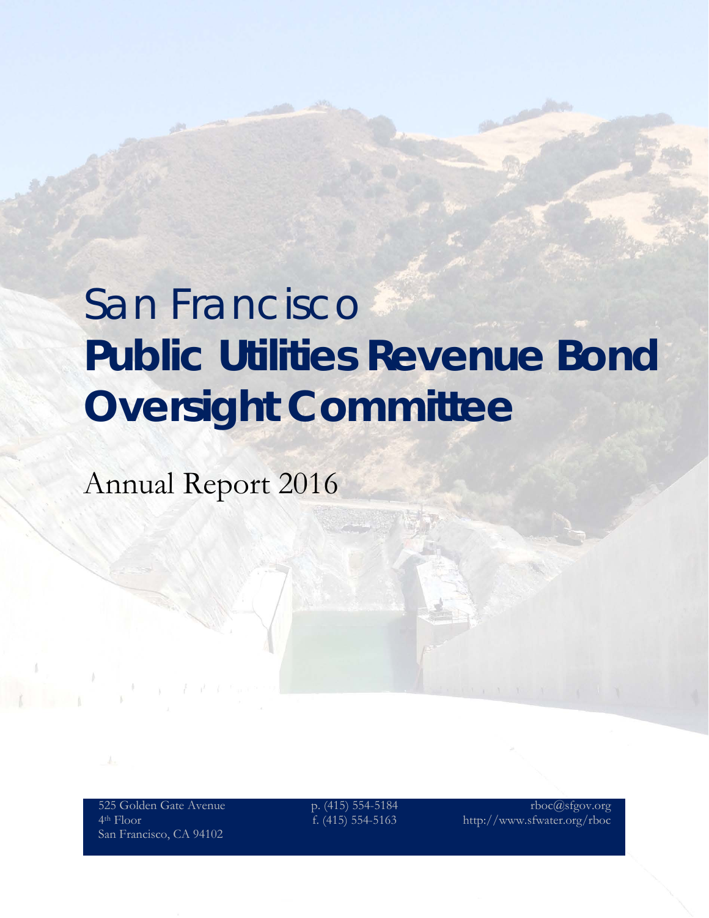# San Francisco
# **Public Utilities Revenue Bond Oversight Committee**

## Annual Report 2016

525 Golden Gate Avenue
4th Floor
San Francisco, CA 94102

p. (415) 554-5184
f. (415) 554-5163

rboc@sfgov.org
http://www.sfwater.org/rboc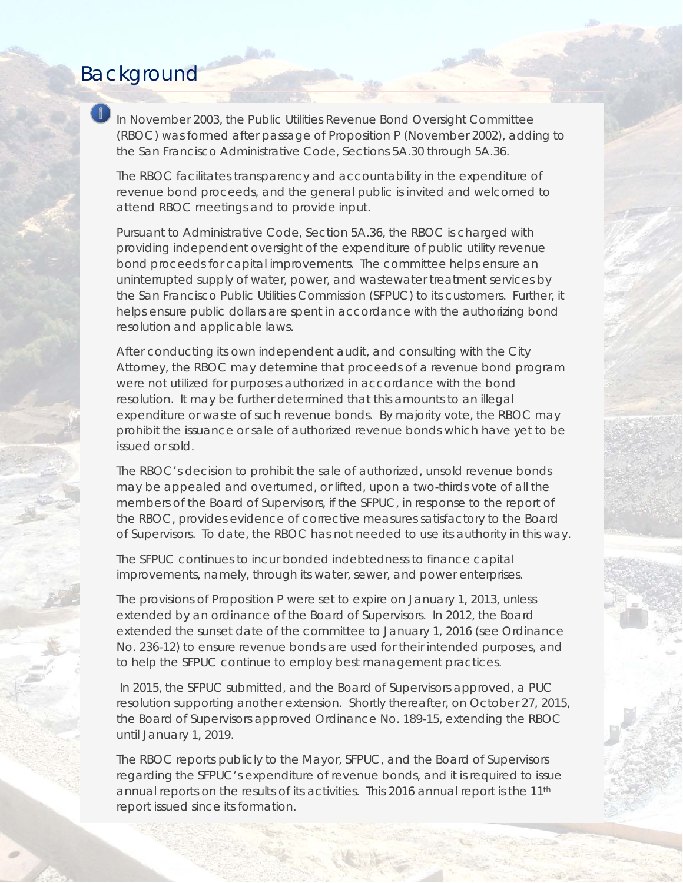# Background

In November 2003, the Public Utilities Revenue Bond Oversight Committee (RBOC) was formed after passage of Proposition P (November 2002), adding to the San Francisco Administrative Code, Sections 5A.30 through 5A.36.

The RBOC facilitates transparency and accountability in the expenditure of revenue bond proceeds, and the general public is invited and welcomed to attend RBOC meetings and to provide input.

Pursuant to Administrative Code, Section 5A.36, the RBOC is charged with providing independent oversight of the expenditure of public utility revenue bond proceeds for capital improvements. The committee helps ensure an uninterrupted supply of water, power, and wastewater treatment services by the San Francisco Public Utilities Commission (SFPUC) to its customers. Further, it helps ensure public dollars are spent in accordance with the authorizing bond resolution and applicable laws.

After conducting its own independent audit, and consulting with the City Attorney, the RBOC may determine that proceeds of a revenue bond program were not utilized for purposes authorized in accordance with the bond resolution. It may be further determined that this amounts to an illegal expenditure or waste of such revenue bonds. By majority vote, the RBOC may prohibit the issuance or sale of authorized revenue bonds which have yet to be issued or sold.

The RBOC's decision to prohibit the sale of authorized, unsold revenue bonds may be appealed and overturned, or lifted, upon a two-thirds vote of all the members of the Board of Supervisors, if the SFPUC, in response to the report of the RBOC, provides evidence of corrective measures satisfactory to the Board of Supervisors. To date, the RBOC has not needed to use its authority in this way.

The SFPUC continues to incur bonded indebtedness to finance capital improvements, namely, through its water, sewer, and power enterprises.

The provisions of Proposition P were set to expire on January 1, 2013, unless extended by an ordinance of the Board of Supervisors. In 2012, the Board extended the sunset date of the committee to January 1, 2016 (see Ordinance No. 236-12) to ensure revenue bonds are used for their intended purposes, and to help the SFPUC continue to employ best management practices.

In 2015, the SFPUC submitted, and the Board of Supervisors approved, a PUC resolution supporting another extension. Shortly thereafter, on October 27, 2015, the Board of Supervisors approved Ordinance No. 189-15, extending the RBOC until January 1, 2019.

The RBOC reports publicly to the Mayor, SFPUC, and the Board of Supervisors regarding the SFPUC's expenditure of revenue bonds, and it is required to issue annual reports on the results of its activities. This 2016 annual report is the 11th report issued since its formation.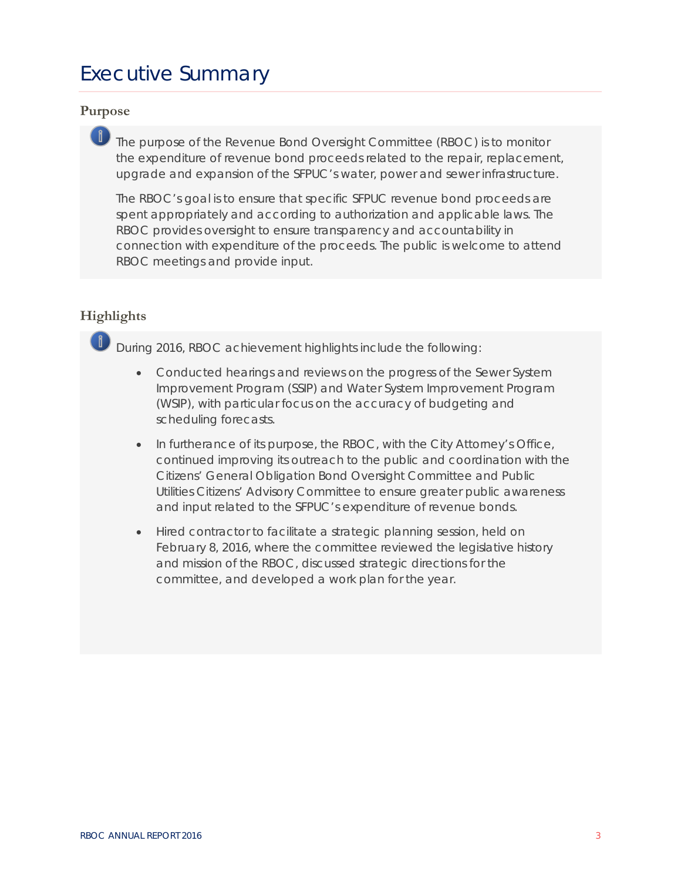# Executive Summary

## Purpose

The purpose of the Revenue Bond Oversight Committee (RBOC) is to monitor the expenditure of revenue bond proceeds related to the repair, replacement, upgrade and expansion of the SFPUC's water, power and sewer infrastructure.

The RBOC's goal is to ensure that specific SFPUC revenue bond proceeds are spent appropriately and according to authorization and applicable laws. The RBOC provides oversight to ensure transparency and accountability in connection with expenditure of the proceeds. The public is welcome to attend RBOC meetings and provide input.

## Highlights

During 2016, RBOC achievement highlights include the following:

- Conducted hearings and reviews on the progress of the Sewer System Improvement Program (SSIP) and Water System Improvement Program (WSIP), with particular focus on the accuracy of budgeting and scheduling forecasts.
- In furtherance of its purpose, the RBOC, with the City Attorney's Office, continued improving its outreach to the public and coordination with the Citizens' General Obligation Bond Oversight Committee and Public Utilities Citizens' Advisory Committee to ensure greater public awareness and input related to the SFPUC's expenditure of revenue bonds.
- Hired contractor to facilitate a strategic planning session, held on February 8, 2016, where the committee reviewed the legislative history and mission of the RBOC, discussed strategic directions for the committee, and developed a work plan for the year.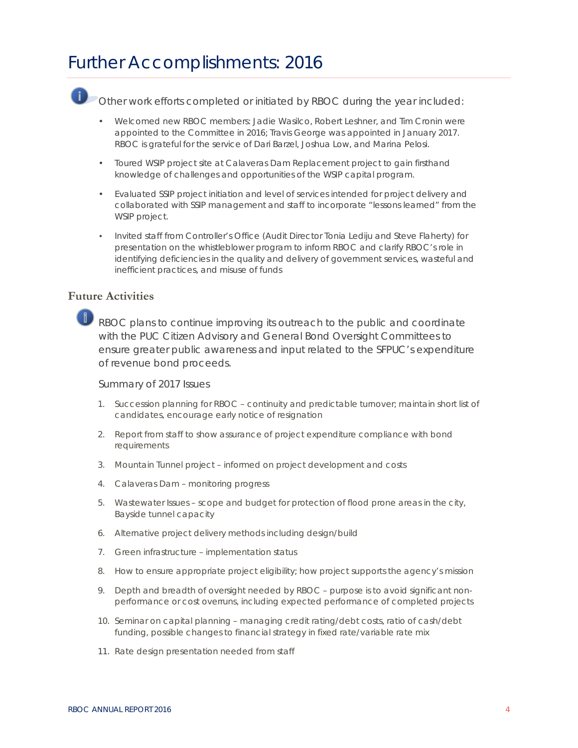# Further Accomplishments: 2016

Other work efforts completed or initiated by RBOC during the year included:

- Welcomed new RBOC members: Jadie Wasilco, Robert Leshner, and Tim Cronin were appointed to the Committee in 2016; Travis George was appointed in January 2017. RBOC is grateful for the service of Dari Barzel, Joshua Low, and Marina Pelosi.
- Toured WSIP project site at Calaveras Dam Replacement project to gain firsthand knowledge of challenges and opportunities of the WSIP capital program.
- Evaluated SSIP project initiation and level of services intended for project delivery and collaborated with SSIP management and staff to incorporate "lessons learned" from the WSIP project.
- Invited staff from Controller's Office (Audit Director Tonia Lediju and Steve Flaherty) for presentation on the whistleblower program to inform RBOC and clarify RBOC's role in identifying deficiencies in the quality and delivery of government services, wasteful and inefficient practices, and misuse of funds

## Future Activities

RBOC plans to continue improving its outreach to the public and coordinate with the PUC Citizen Advisory and General Bond Oversight Committees to ensure greater public awareness and input related to the SFPUC's expenditure of revenue bond proceeds.

Summary of 2017 Issues

1. Succession planning for RBOC – continuity and predictable turnover; maintain short list of candidates, encourage early notice of resignation
2. Report from staff to show assurance of project expenditure compliance with bond requirements
3. Mountain Tunnel project – informed on project development and costs
4. Calaveras Dam – monitoring progress
5. Wastewater Issues – scope and budget for protection of flood prone areas in the city, Bayside tunnel capacity
6. Alternative project delivery methods including design/build
7. Green infrastructure – implementation status
8. How to ensure appropriate project eligibility; how project supports the agency's mission
9. Depth and breadth of oversight needed by RBOC – purpose is to avoid significant non-performance or cost overruns, including expected performance of completed projects
10. Seminar on capital planning – managing credit rating/debt costs, ratio of cash/debt funding, possible changes to financial strategy in fixed rate/variable rate mix
11. Rate design presentation needed from staff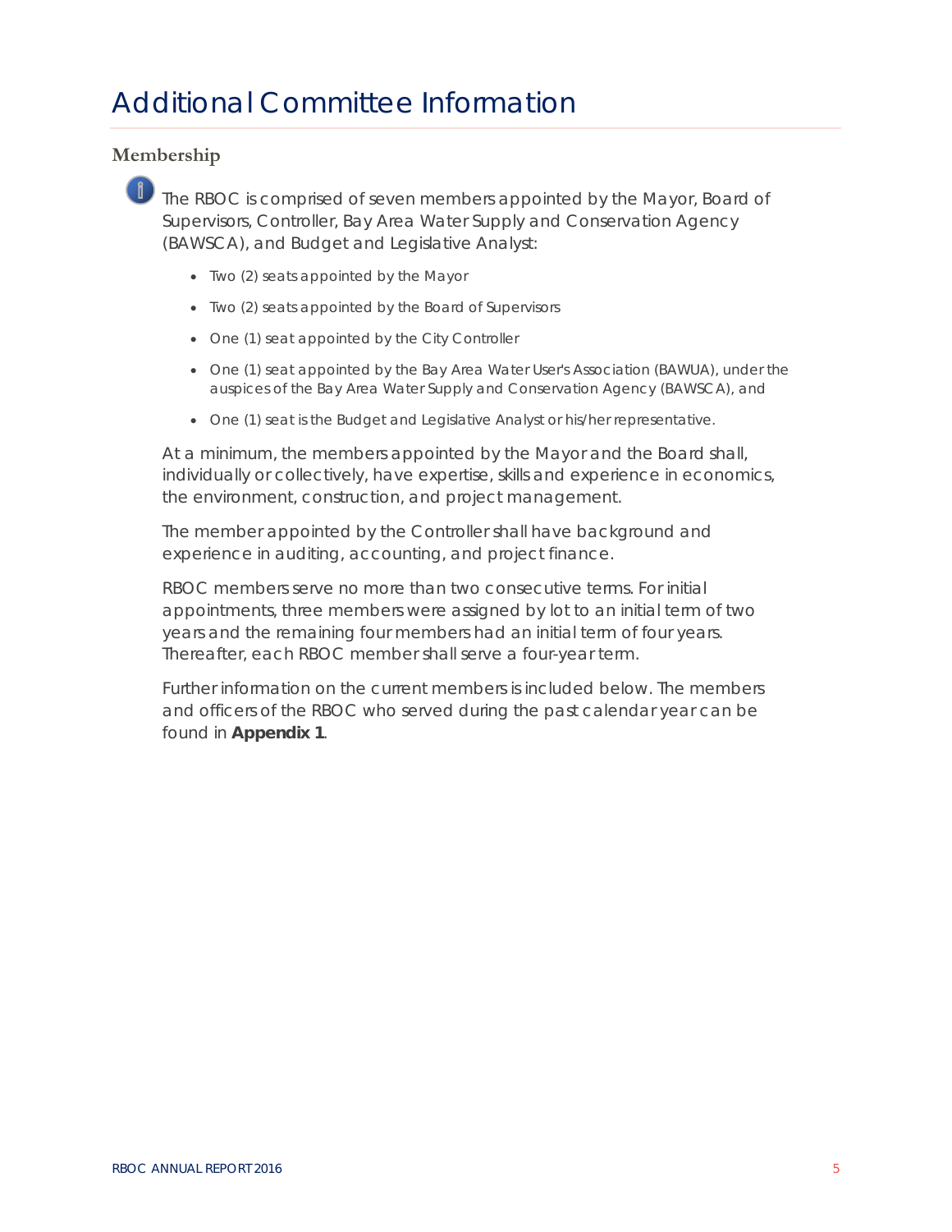# Additional Committee Information

## Membership

The RBOC is comprised of seven members appointed by the Mayor, Board of Supervisors, Controller, Bay Area Water Supply and Conservation Agency (BAWSCA), and Budget and Legislative Analyst:

- Two (2) seats appointed by the Mayor
- Two (2) seats appointed by the Board of Supervisors
- One (1) seat appointed by the City Controller
- One (1) seat appointed by the Bay Area Water User's Association (BAWUA), under the auspices of the Bay Area Water Supply and Conservation Agency (BAWSCA), and
- One (1) seat is the Budget and Legislative Analyst or his/her representative.

At a minimum, the members appointed by the Mayor and the Board shall, individually or collectively, have expertise, skills and experience in economics, the environment, construction, and project management.

The member appointed by the Controller shall have background and experience in auditing, accounting, and project finance.

RBOC members serve no more than two consecutive terms. For initial appointments, three members were assigned by lot to an initial term of two years and the remaining four members had an initial term of four years. Thereafter, each RBOC member shall serve a four-year term.

Further information on the current members is included below. The members and officers of the RBOC who served during the past calendar year can be found in **Appendix 1**.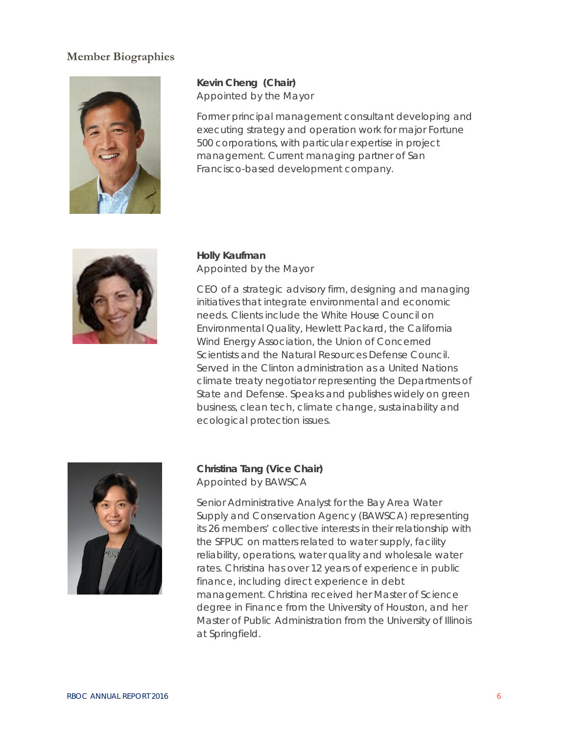## Member Biographies

**Kevin Cheng (Chair)**
Appointed by the Mayor

Former principal management consultant developing and executing strategy and operation work for major Fortune 500 corporations, with particular expertise in project management. Current managing partner of San Francisco-based development company.

**Holly Kaufman**
Appointed by the Mayor

CEO of a strategic advisory firm, designing and managing initiatives that integrate environmental and economic needs. Clients include the White House Council on Environmental Quality, Hewlett Packard, the California Wind Energy Association, the Union of Concerned Scientists and the Natural Resources Defense Council. Served in the Clinton administration as a United Nations climate treaty negotiator representing the Departments of State and Defense. Speaks and publishes widely on green business, clean tech, climate change, sustainability and ecological protection issues.

**Christina Tang (Vice Chair)**
Appointed by BAWSCA

Senior Administrative Analyst for the Bay Area Water Supply and Conservation Agency (BAWSCA) representing its 26 members' collective interests in their relationship with the SFPUC on matters related to water supply, facility reliability, operations, water quality and wholesale water rates. Christina has over 12 years of experience in public finance, including direct experience in debt management. Christina received her Master of Science degree in Finance from the University of Houston, and her Master of Public Administration from the University of Illinois at Springfield.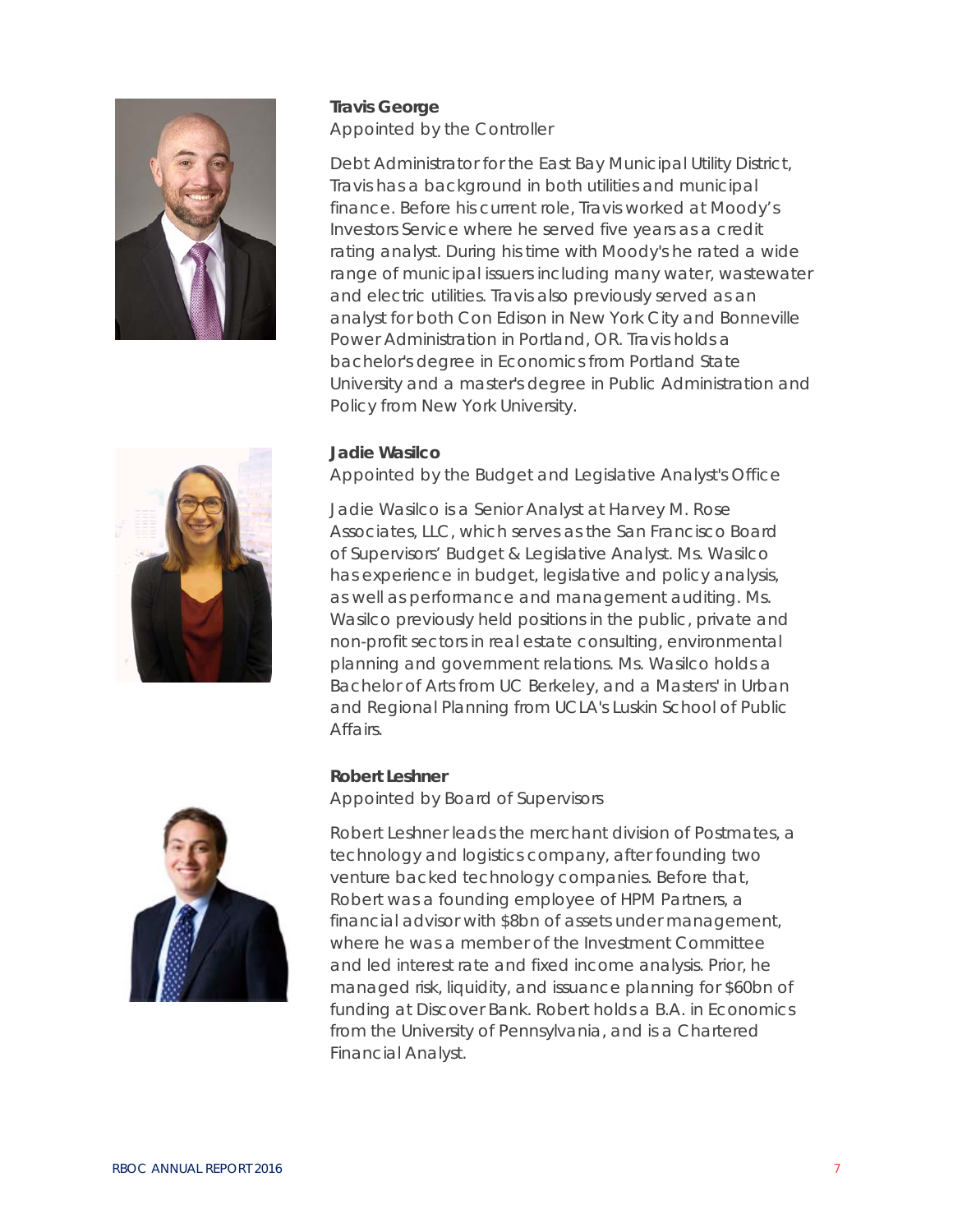**Travis George**

Appointed by the Controller

Debt Administrator for the East Bay Municipal Utility District, Travis has a background in both utilities and municipal finance. Before his current role, Travis worked at Moody's Investors Service where he served five years as a credit rating analyst. During his time with Moody's he rated a wide range of municipal issuers including many water, wastewater and electric utilities. Travis also previously served as an analyst for both Con Edison in New York City and Bonneville Power Administration in Portland, OR. Travis holds a bachelor's degree in Economics from Portland State University and a master's degree in Public Administration and Policy from New York University.

**Jadie Wasilco**

Appointed by the Budget and Legislative Analyst's Office

Jadie Wasilco is a Senior Analyst at Harvey M. Rose Associates, LLC, which serves as the San Francisco Board of Supervisors' Budget & Legislative Analyst. Ms. Wasilco has experience in budget, legislative and policy analysis, as well as performance and management auditing. Ms. Wasilco previously held positions in the public, private and non-profit sectors in real estate consulting, environmental planning and government relations. Ms. Wasilco holds a Bachelor of Arts from UC Berkeley, and a Masters' in Urban and Regional Planning from UCLA's Luskin School of Public Affairs.

**Robert Leshner**

Appointed by Board of Supervisors

Robert Leshner leads the merchant division of Postmates, a technology and logistics company, after founding two venture backed technology companies. Before that, Robert was a founding employee of HPM Partners, a financial advisor with $8bn of assets under management, where he was a member of the Investment Committee and led interest rate and fixed income analysis. Prior, he managed risk, liquidity, and issuance planning for $60bn of funding at Discover Bank. Robert holds a B.A. in Economics from the University of Pennsylvania, and is a Chartered Financial Analyst.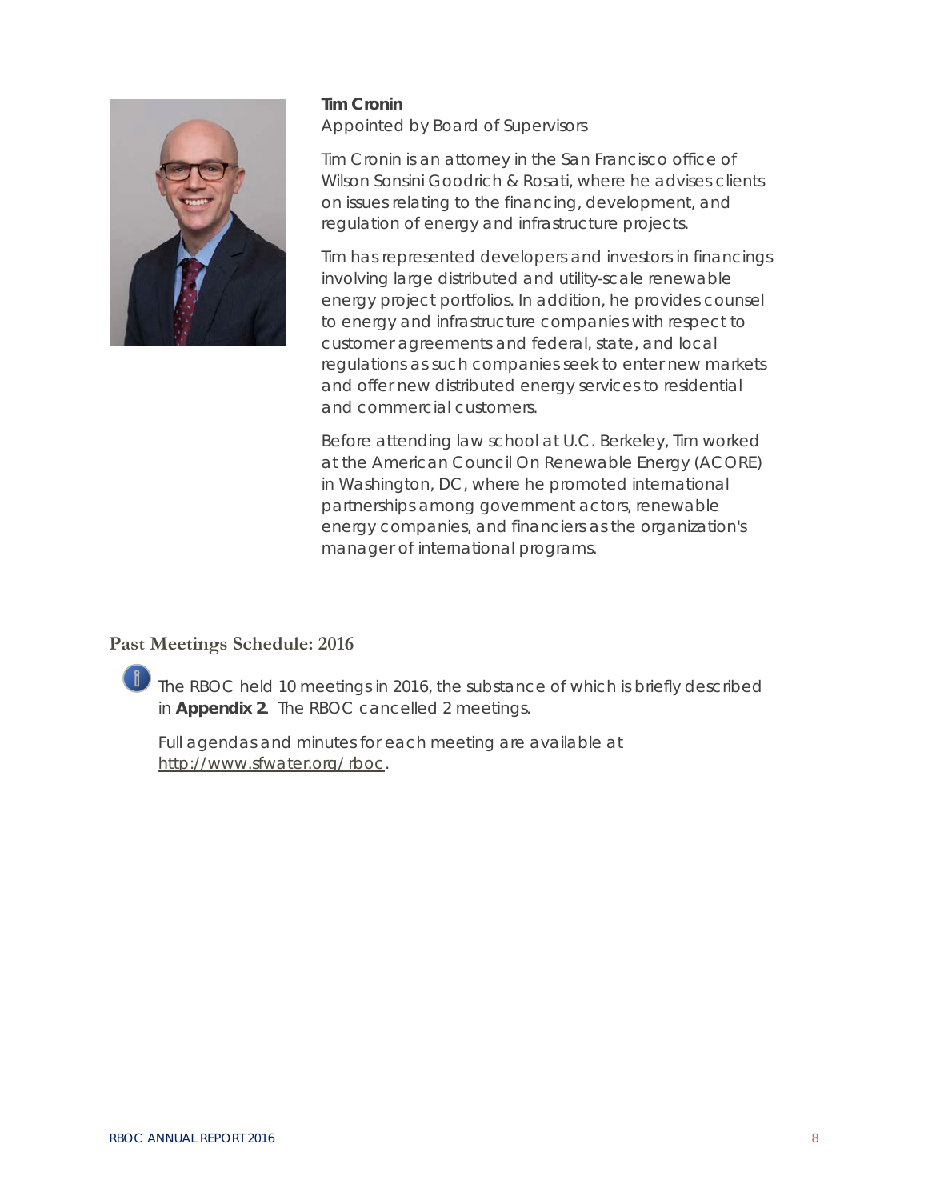**Tim Cronin**
Appointed by Board of Supervisors

Tim Cronin is an attorney in the San Francisco office of Wilson Sonsini Goodrich & Rosati, where he advises clients on issues relating to the financing, development, and regulation of energy and infrastructure projects.

Tim has represented developers and investors in financings involving large distributed and utility-scale renewable energy project portfolios. In addition, he provides counsel to energy and infrastructure companies with respect to customer agreements and federal, state, and local regulations as such companies seek to enter new markets and offer new distributed energy services to residential and commercial customers.

Before attending law school at U.C. Berkeley, Tim worked at the American Council On Renewable Energy (ACORE) in Washington, DC, where he promoted international partnerships among government actors, renewable energy companies, and financiers as the organization's manager of international programs.

## Past Meetings Schedule: 2016

The RBOC held 10 meetings in 2016, the substance of which is briefly described in **Appendix 2**. The RBOC cancelled 2 meetings.

Full agendas and minutes for each meeting are available at http://www.sfwater.org/rboc.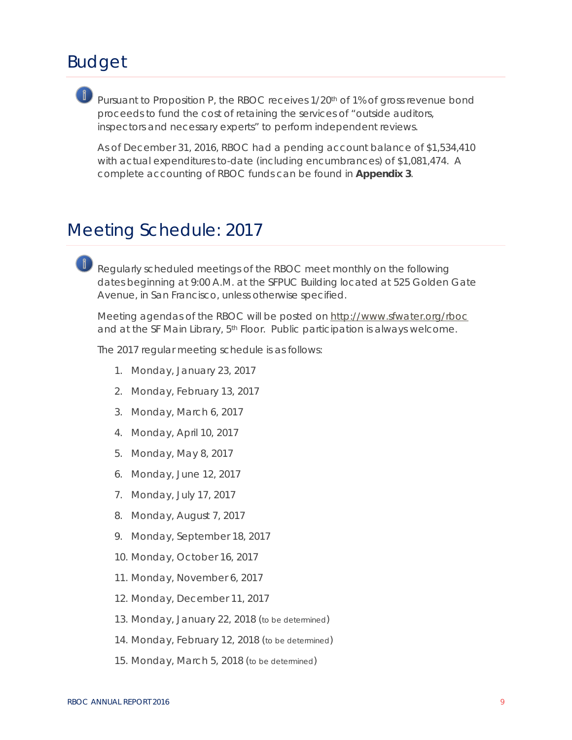# Budget

Pursuant to Proposition P, the RBOC receives 1/20th of 1% of gross revenue bond proceeds to fund the cost of retaining the services of "outside auditors, inspectors and necessary experts" to perform independent reviews.

As of December 31, 2016, RBOC had a pending account balance of $1,534,410 with actual expenditures to-date (including encumbrances) of $1,081,474. A complete accounting of RBOC funds can be found in **Appendix 3**.

# Meeting Schedule: 2017

Regularly scheduled meetings of the RBOC meet monthly on the following dates beginning at 9:00 A.M. at the SFPUC Building located at 525 Golden Gate Avenue, in San Francisco, unless otherwise specified.

Meeting agendas of the RBOC will be posted on http://www.sfwater.org/rboc and at the SF Main Library, 5th Floor. Public participation is always welcome.

The 2017 regular meeting schedule is as follows:

1. Monday, January 23, 2017
2. Monday, February 13, 2017
3. Monday, March 6, 2017
4. Monday, April 10, 2017
5. Monday, May 8, 2017
6. Monday, June 12, 2017
7. Monday, July 17, 2017
8. Monday, August 7, 2017
9. Monday, September 18, 2017
10. Monday, October 16, 2017
11. Monday, November 6, 2017
12. Monday, December 11, 2017
13. Monday, January 22, 2018 (to be determined)
14. Monday, February 12, 2018 (to be determined)
15. Monday, March 5, 2018 (to be determined)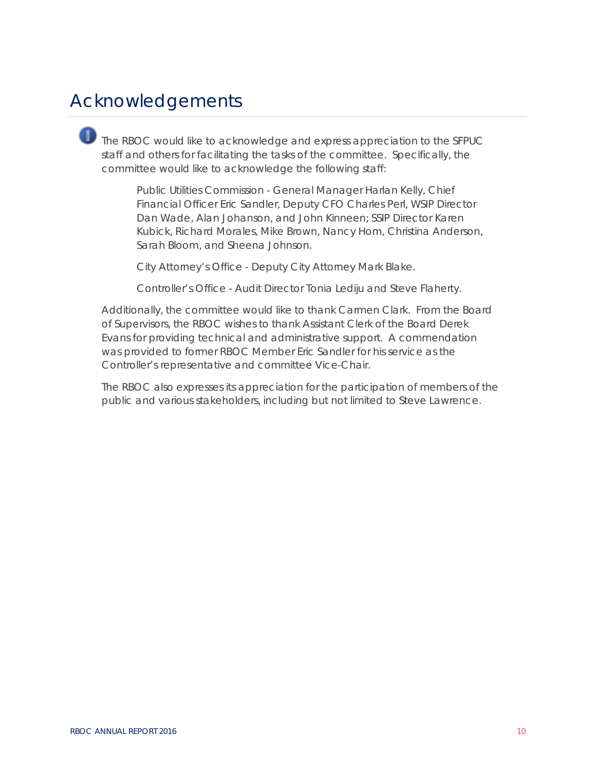# Acknowledgements

The RBOC would like to acknowledge and express appreciation to the SFPUC staff and others for facilitating the tasks of the committee. Specifically, the committee would like to acknowledge the following staff:

> Public Utilities Commission - General Manager Harlan Kelly, Chief Financial Officer Eric Sandler, Deputy CFO Charles Perl, WSIP Director Dan Wade, Alan Johanson, and John Kinneen; SSIP Director Karen Kubick, Richard Morales, Mike Brown, Nancy Hom, Christina Anderson, Sarah Bloom, and Sheena Johnson.
>
> City Attorney's Office - Deputy City Attorney Mark Blake.
>
> Controller's Office - Audit Director Tonia Lediju and Steve Flaherty.

Additionally, the committee would like to thank Carmen Clark. From the Board of Supervisors, the RBOC wishes to thank Assistant Clerk of the Board Derek Evans for providing technical and administrative support. A commendation was provided to former RBOC Member Eric Sandler for his service as the Controller's representative and committee Vice-Chair.

The RBOC also expresses its appreciation for the participation of members of the public and various stakeholders, including but not limited to Steve Lawrence.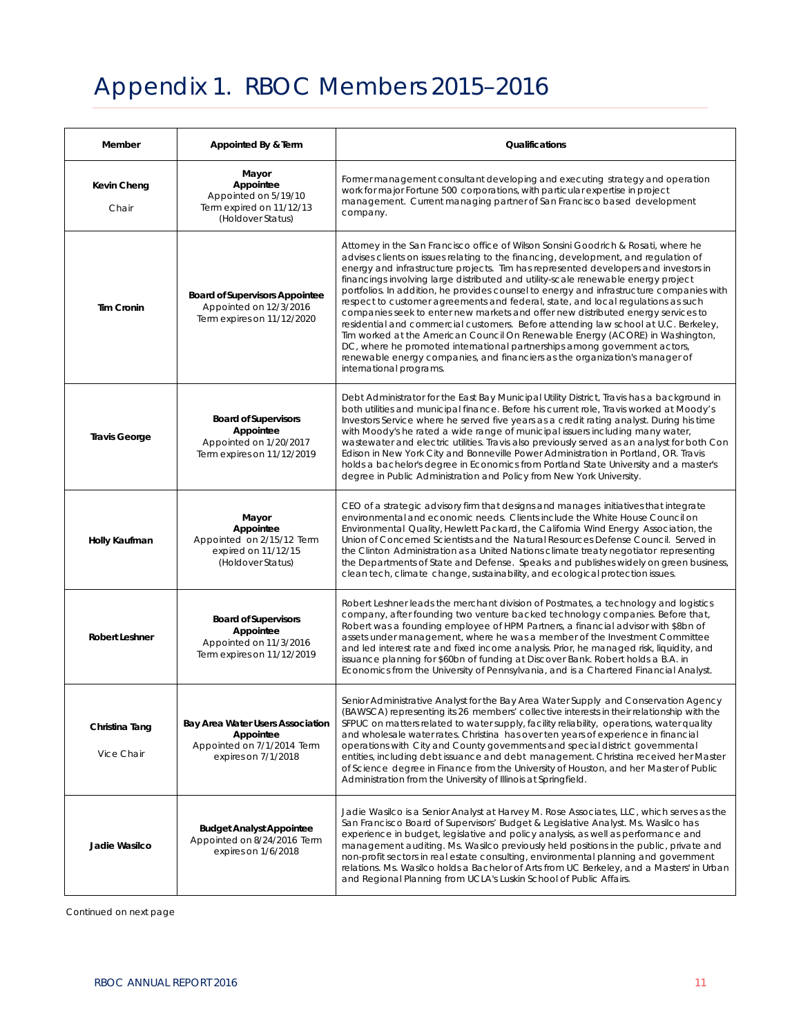# Appendix 1. RBOC Members 2015–2016

| Member | Appointed By & Term | Qualifications |
|---|---|---|
| **Kevin Cheng**<br>Chair | **Mayor Appointee**<br>Appointed on 5/19/10<br>Term expired on 11/12/13<br>(Holdover Status) | Former management consultant developing and executing strategy and operation work for major Fortune 500 corporations, with particular expertise in project management. Current managing partner of San Francisco based development company. |
| **Tim Cronin** | **Board of Supervisors Appointee**<br>Appointed on 12/3/2016<br>Term expires on 11/12/2020 | Attorney in the San Francisco office of Wilson Sonsini Goodrich & Rosati, where he advises clients on issues relating to the financing, development, and regulation of energy and infrastructure projects. Tim has represented developers and investors in financings involving large distributed and utility-scale renewable energy project portfolios. In addition, he provides counsel to energy and infrastructure companies with respect to customer agreements and federal, state, and local regulations as such companies seek to enter new markets and offer new distributed energy services to residential and commercial customers. Before attending law school at U.C. Berkeley, Tim worked at the American Council On Renewable Energy (ACORE) in Washington, DC, where he promoted international partnerships among government actors, renewable energy companies, and financiers as the organization's manager of international programs. |
| **Travis George** | **Board of Supervisors Appointee**<br>Appointed on 1/20/2017<br>Term expires on 11/12/2019 | Debt Administrator for the East Bay Municipal Utility District, Travis has a background in both utilities and municipal finance. Before his current role, Travis worked at Moody's Investors Service where he served five years as a credit rating analyst. During his time with Moody's he rated a wide range of municipal issuers including many water, wastewater and electric utilities. Travis also previously served as an analyst for both Con Edison in New York City and Bonneville Power Administration in Portland, OR. Travis holds a bachelor's degree in Economics from Portland State University and a master's degree in Public Administration and Policy from New York University. |
| **Holly Kaufman** | **Mayor Appointee**<br>Appointed on 2/15/12 Term expired on 11/12/15<br>(Holdover Status) | CEO of a strategic advisory firm that designs and manages initiatives that integrate environmental and economic needs. Clients include the White House Council on Environmental Quality, Hewlett Packard, the California Wind Energy Association, the Union of Concerned Scientists and the Natural Resources Defense Council. Served in the Clinton Administration as a United Nations climate treaty negotiator representing the Departments of State and Defense. Speaks and publishes widely on green business, clean tech, climate change, sustainability, and ecological protection issues. |
| **Robert Leshner** | **Board of Supervisors Appointee**<br>Appointed on 11/3/2016<br>Term expires on 11/12/2019 | Robert Leshner leads the merchant division of Postmates, a technology and logistics company, after founding two venture backed technology companies. Before that, Robert was a founding employee of HPM Partners, a financial advisor with $8bn of assets under management, where he was a member of the Investment Committee and led interest rate and fixed income analysis. Prior, he managed risk, liquidity, and issuance planning for $60bn of funding at Discover Bank. Robert holds a B.A. in Economics from the University of Pennsylvania, and is a Chartered Financial Analyst. |
| **Christina Tang**<br>Vice Chair | **Bay Area Water Users Association Appointee**<br>Appointed on 7/1/2014 Term expires on 7/1/2018 | Senior Administrative Analyst for the Bay Area Water Supply and Conservation Agency (BAWSCA) representing its 26 members' collective interests in their relationship with the SFPUC on matters related to water supply, facility reliability, operations, water quality and wholesale water rates. Christina has over ten years of experience in financial operations with City and County governments and special district governmental entities, including debt issuance and debt management. Christina received her Master of Science degree in Finance from the University of Houston, and her Master of Public Administration from the University of Illinois at Springfield. |
| **Jadie Wasilco** | **Budget Analyst Appointee**<br>Appointed on 8/24/2016 Term expires on 1/6/2018 | Jadie Wasilco is a Senior Analyst at Harvey M. Rose Associates, LLC, which serves as the San Francisco Board of Supervisors' Budget & Legislative Analyst. Ms. Wasilco has experience in budget, legislative and policy analysis, as well as performance and management auditing. Ms. Wasilco previously held positions in the public, private and non-profit sectors in real estate consulting, environmental planning and government relations. Ms. Wasilco holds a Bachelor of Arts from UC Berkeley, and a Masters' in Urban and Regional Planning from UCLA's Luskin School of Public Affairs. |

*Continued on next page*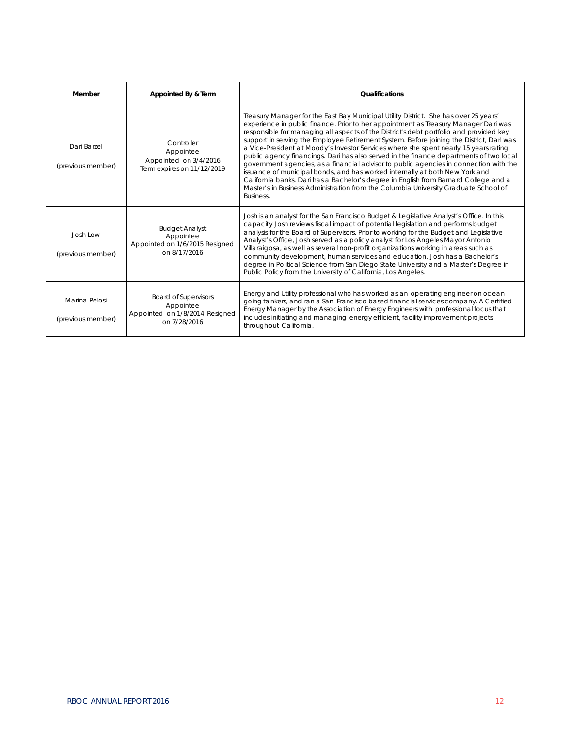| Member | Appointed By & Term | Qualifications |
|---|---|---|
| Dari Barzel (previous member) | Controller Appointee Appointed on 3/4/2016 Term expires on 11/12/2019 | Treasury Manager for the East Bay Municipal Utility District. She has over 25 years' experience in public finance. Prior to her appointment as Treasury Manager Dari was responsible for managing all aspects of the District's debt portfolio and provided key support in serving the Employee Retirement System. Before joining the District, Dari was a Vice-President at Moody's Investor Services where she spent nearly 15 years rating public agency financings. Dari has also served in the finance departments of two local government agencies, as a financial advisor to public agencies in connection with the issuance of municipal bonds, and has worked internally at both New York and California banks. Dari has a Bachelor's degree in English from Barnard College and a Master's in Business Administration from the Columbia University Graduate School of Business. |
| Josh Low (previous member) | Budget Analyst Appointee Appointed on 1/6/2015 Resigned on 8/17/2016 | Josh is an analyst for the San Francisco Budget & Legislative Analyst's Office. In this capacity Josh reviews fiscal impact of potential legislation and performs budget analysis for the Board of Supervisors. Prior to working for the Budget and Legislative Analyst's Office, Josh served as a policy analyst for Los Angeles Mayor Antonio Villaraigosa, as well as several non-profit organizations working in areas such as community development, human services and education. Josh has a Bachelor's degree in Political Science from San Diego State University and a Master's Degree in Public Policy from the University of California, Los Angeles. |
| Marina Pelosi (previous member) | Board of Supervisors Appointee Appointed on 1/8/2014 Resigned on 7/28/2016 | Energy and Utility professional who has worked as an operating engineer on ocean going tankers, and ran a San Francisco based financial services company. A Certified Energy Manager by the Association of Energy Engineers with professional focus that includes initiating and managing energy efficient, facility improvement projects throughout California. |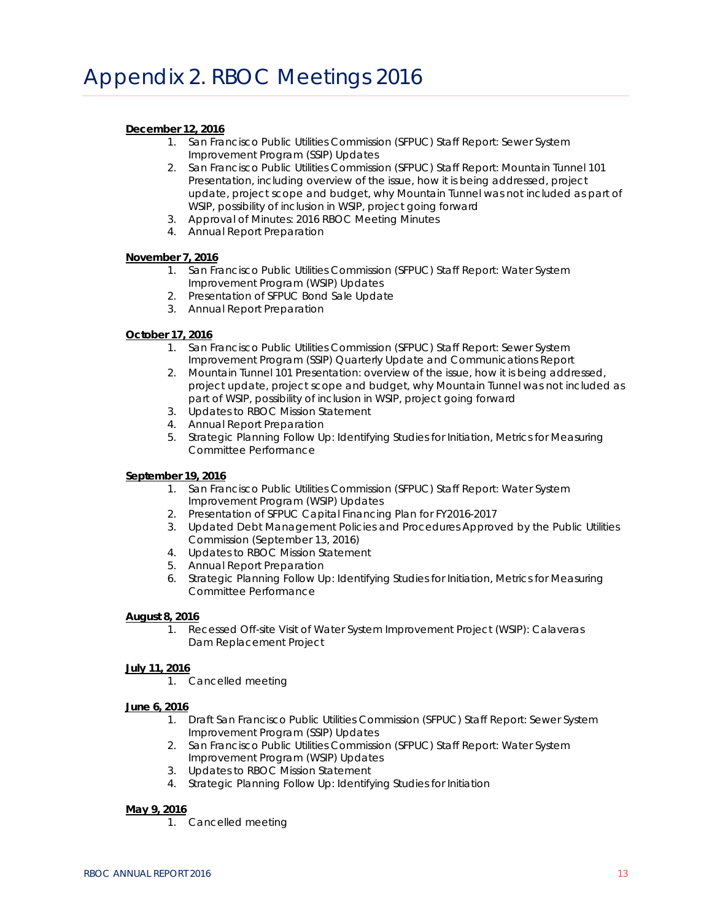# Appendix 2. RBOC Meetings 2016

**December 12, 2016**

1. San Francisco Public Utilities Commission (SFPUC) Staff Report: Sewer System Improvement Program (SSIP) Updates
2. San Francisco Public Utilities Commission (SFPUC) Staff Report: Mountain Tunnel 101 Presentation, including overview of the issue, how it is being addressed, project update, project scope and budget, why Mountain Tunnel was not included as part of WSIP, possibility of inclusion in WSIP, project going forward
3. Approval of Minutes: 2016 RBOC Meeting Minutes
4. Annual Report Preparation

**November 7, 2016**

1. San Francisco Public Utilities Commission (SFPUC) Staff Report: Water System Improvement Program (WSIP) Updates
2. Presentation of SFPUC Bond Sale Update
3. Annual Report Preparation

**October 17, 2016**

1. San Francisco Public Utilities Commission (SFPUC) Staff Report: Sewer System Improvement Program (SSIP) Quarterly Update and Communications Report
2. Mountain Tunnel 101 Presentation: overview of the issue, how it is being addressed, project update, project scope and budget, why Mountain Tunnel was not included as part of WSIP, possibility of inclusion in WSIP, project going forward
3. Updates to RBOC Mission Statement
4. Annual Report Preparation
5. Strategic Planning Follow Up: Identifying Studies for Initiation, Metrics for Measuring Committee Performance

**September 19, 2016**

1. San Francisco Public Utilities Commission (SFPUC) Staff Report: Water System Improvement Program (WSIP) Updates
2. Presentation of SFPUC Capital Financing Plan for FY2016-2017
3. Updated Debt Management Policies and Procedures Approved by the Public Utilities Commission (September 13, 2016)
4. Updates to RBOC Mission Statement
5. Annual Report Preparation
6. Strategic Planning Follow Up: Identifying Studies for Initiation, Metrics for Measuring Committee Performance

**August 8, 2016**

1. Recessed Off-site Visit of Water System Improvement Project (WSIP): Calaveras Dam Replacement Project

**July 11, 2016**

1. Cancelled meeting

**June 6, 2016**

1. Draft San Francisco Public Utilities Commission (SFPUC) Staff Report: Sewer System Improvement Program (SSIP) Updates
2. San Francisco Public Utilities Commission (SFPUC) Staff Report: Water System Improvement Program (WSIP) Updates
3. Updates to RBOC Mission Statement
4. Strategic Planning Follow Up: Identifying Studies for Initiation

**May 9, 2016**

1. Cancelled meeting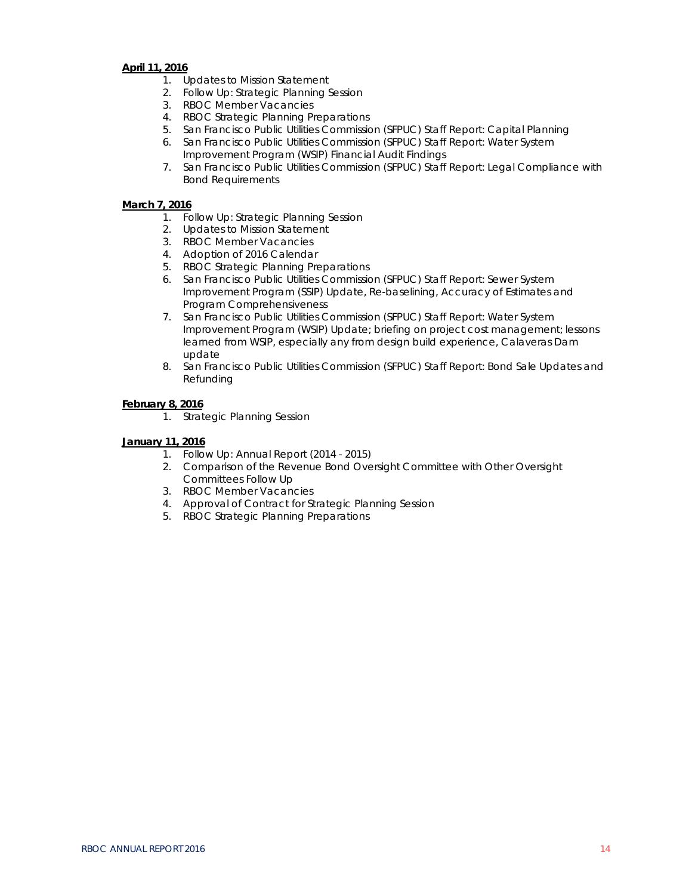**April 11, 2016**

1. Updates to Mission Statement
2. Follow Up: Strategic Planning Session
3. RBOC Member Vacancies
4. RBOC Strategic Planning Preparations
5. San Francisco Public Utilities Commission (SFPUC) Staff Report: Capital Planning
6. San Francisco Public Utilities Commission (SFPUC) Staff Report: Water System Improvement Program (WSIP) Financial Audit Findings
7. San Francisco Public Utilities Commission (SFPUC) Staff Report: Legal Compliance with Bond Requirements

**March 7, 2016**

1. Follow Up: Strategic Planning Session
2. Updates to Mission Statement
3. RBOC Member Vacancies
4. Adoption of 2016 Calendar
5. RBOC Strategic Planning Preparations
6. San Francisco Public Utilities Commission (SFPUC) Staff Report: Sewer System Improvement Program (SSIP) Update, Re-baselining, Accuracy of Estimates and Program Comprehensiveness
7. San Francisco Public Utilities Commission (SFPUC) Staff Report: Water System Improvement Program (WSIP) Update; briefing on project cost management; lessons learned from WSIP, especially any from design build experience, Calaveras Dam update
8. San Francisco Public Utilities Commission (SFPUC) Staff Report: Bond Sale Updates and Refunding

**February 8, 2016**

1. Strategic Planning Session

**January 11, 2016**

1. Follow Up: Annual Report (2014 - 2015)
2. Comparison of the Revenue Bond Oversight Committee with Other Oversight Committees Follow Up
3. RBOC Member Vacancies
4. Approval of Contract for Strategic Planning Session
5. RBOC Strategic Planning Preparations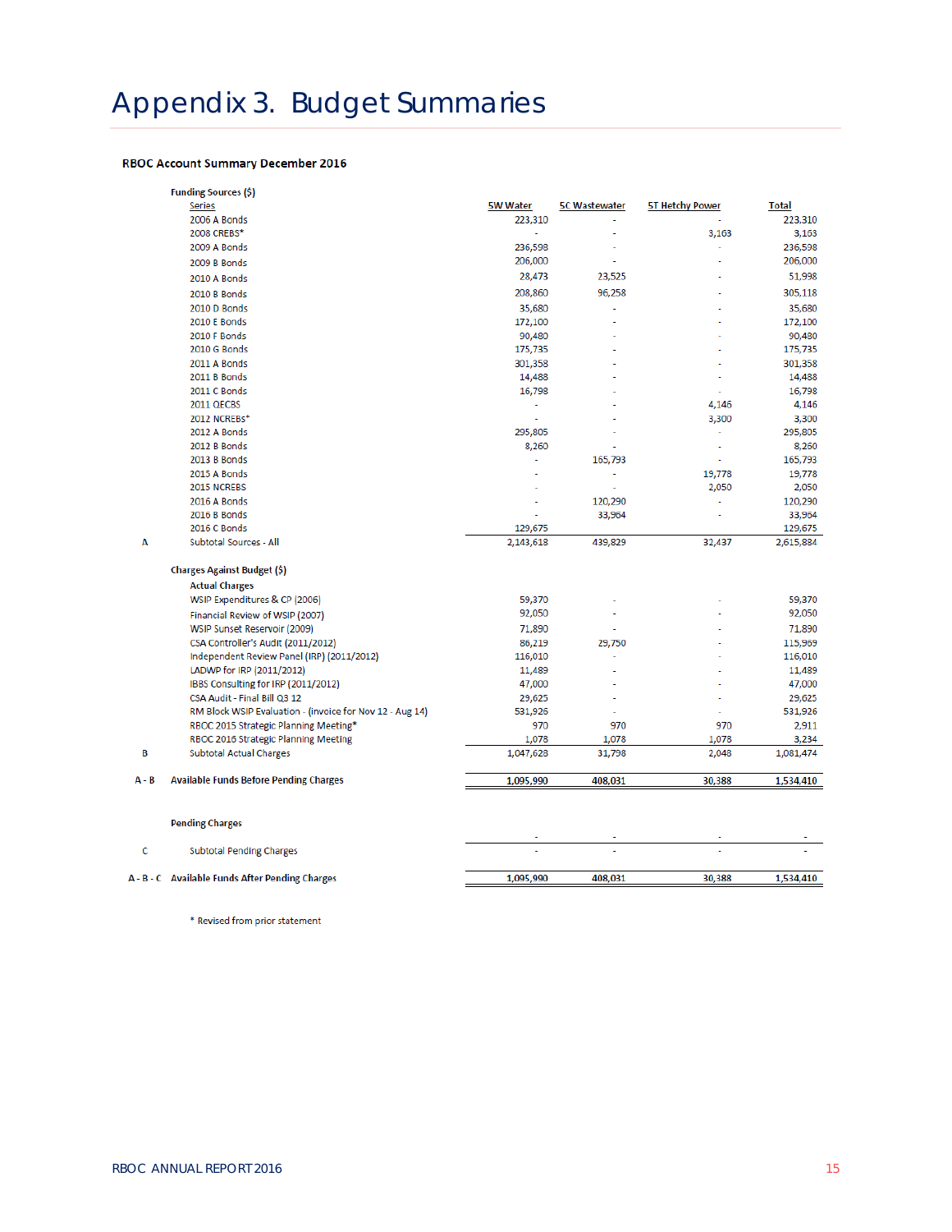# Appendix 3. Budget Summaries

**RBOC Account Summary December 2016**

| | | 5W Water | 5C Wastewater | 5T Hetchy Power | Total |
|---|---|---|---|---|---|
| | **Funding Sources ($)** | | | | |
| | Series | | | | |
| | 2006 A Bonds | 223,310 | - | - | 223,310 |
| | 2008 CREBS* | - | - | 3,163 | 3,163 |
| | 2009 A Bonds | 236,598 | - | - | 236,598 |
| | 2009 B Bonds | 206,000 | - | - | 206,000 |
| | 2010 A Bonds | 28,473 | 23,525 | - | 51,998 |
| | 2010 B Bonds | 208,860 | 96,258 | - | 305,118 |
| | 2010 D Bonds | 35,680 | - | - | 35,680 |
| | 2010 E Bonds | 172,100 | - | - | 172,100 |
| | 2010 F Bonds | 90,480 | - | - | 90,480 |
| | 2010 G Bonds | 175,735 | - | - | 175,735 |
| | 2011 A Bonds | 301,358 | - | - | 301,358 |
| | 2011 B Bonds | 14,488 | - | - | 14,488 |
| | 2011 C Bonds | 16,798 | - | - | 16,798 |
| | 2011 QECBS | - | - | 4,146 | 4,146 |
| | 2012 NCREBS* | - | - | 3,300 | 3,300 |
| | 2012 A Bonds | 295,805 | - | - | 295,805 |
| | 2012 B Bonds | 8,260 | - | - | 8,260 |
| | 2013 B Bonds | - | 165,793 | - | 165,793 |
| | 2015 A Bonds | - | - | 19,778 | 19,778 |
| | 2015 NCREBS | - | - | 2,050 | 2,050 |
| | 2016 A Bonds | - | 120,290 | - | 120,290 |
| | 2016 B Bonds | - | 33,964 | - | 33,964 |
| | 2016 C Bonds | 129,675 | | | 129,675 |
| A | Subtotal Sources - All | 2,143,618 | 439,829 | 32,437 | 2,615,884 |
| | **Charges Against Budget ($)** | | | | |
| | **Actual Charges** | | | | |
| | WSIP Expenditures & CP (2006) | 59,370 | - | - | 59,370 |
| | Financial Review of WSIP (2007) | 92,050 | - | - | 92,050 |
| | WSIP Sunset Reservoir (2009) | 71,890 | - | - | 71,890 |
| | CSA Controller's Audit (2011/2012) | 86,219 | 29,750 | - | 115,969 |
| | Independent Review Panel (IRP) (2011/2012) | 116,010 | - | - | 116,010 |
| | LADWP for IRP (2011/2012) | 11,489 | - | - | 11,489 |
| | IBBS Consulting for IRP (2011/2012) | 47,000 | - | - | 47,000 |
| | CSA Audit - Final Bill Q3 12 | 29,625 | - | - | 29,625 |
| | RM Block WSIP Evaluation - (invoice for Nov 12 - Aug 14) | 531,926 | - | - | 531,926 |
| | RBOC 2015 Strategic Planning Meeting* | 970 | 970 | 970 | 2,911 |
| | RBOC 2016 Strategic Planning Meeting | 1,078 | 1,078 | 1,078 | 3,234 |
| B | Subtotal Actual Charges | 1,047,628 | 31,798 | 2,048 | 1,081,474 |
| A - B | **Available Funds Before Pending Charges** | **1,095,990** | **408,031** | **30,388** | **1,534,410** |
| | **Pending Charges** | | | | |
| | | - | - | - | - |
| C | Subtotal Pending Charges | - | - | - | - |
| A - B - C | **Available Funds After Pending Charges** | **1,095,990** | **408,031** | **30,388** | **1,534,410** |

\* Revised from prior statement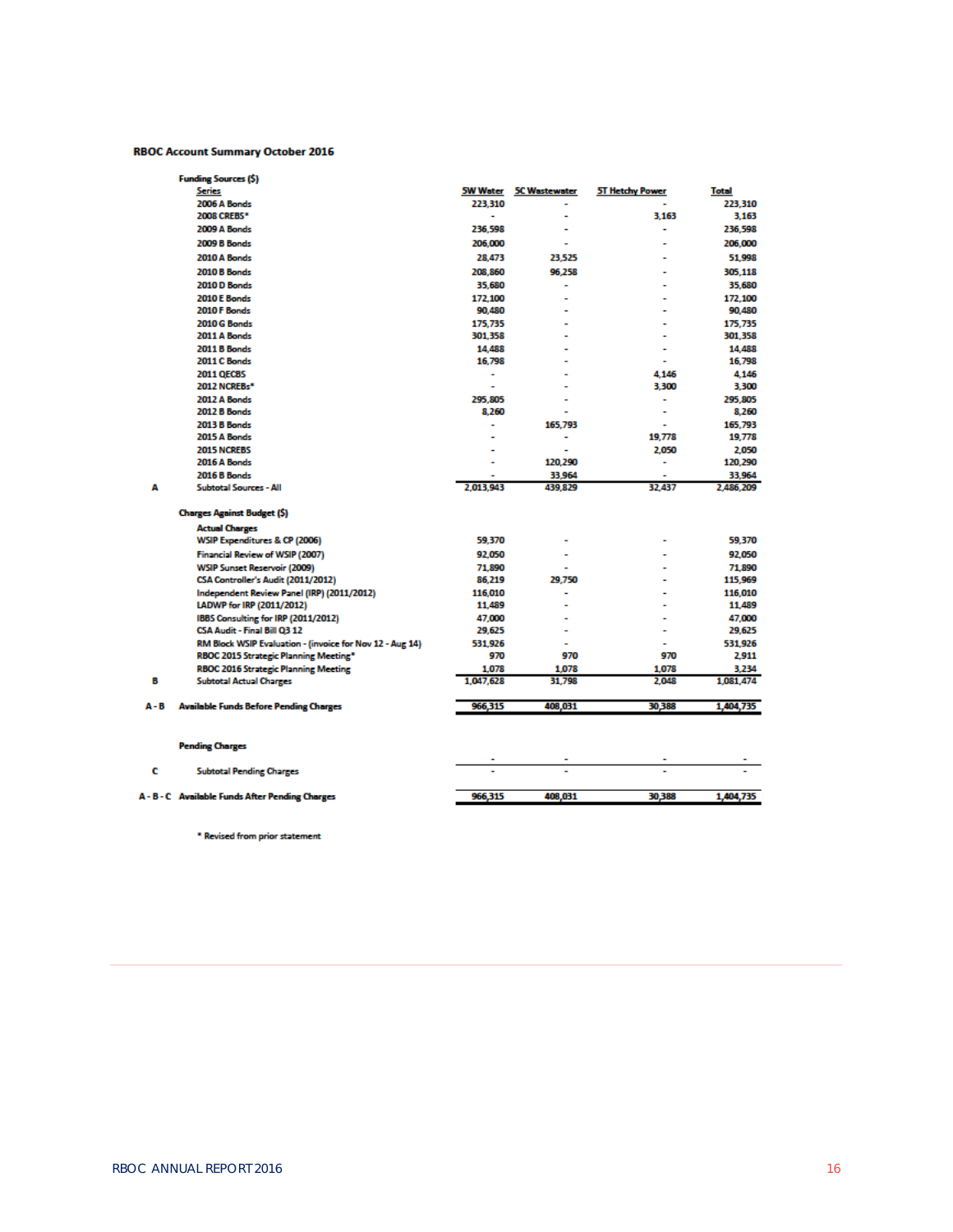### RBOC Account Summary October 2016

| | | 5W Water | 5C Wastewater | 5T Hetchy Power | Total |
|---|---|---|---|---|---|
| | **Funding Sources ($)** | | | | |
| | **Series** | | | | |
| | 2006 A Bonds | 223,310 | - | - | 223,310 |
| | 2008 CREBS* | - | - | 3,163 | 3,163 |
| | 2009 A Bonds | 236,598 | - | - | 236,598 |
| | 2009 B Bonds | 206,000 | - | - | 206,000 |
| | 2010 A Bonds | 28,473 | 23,525 | - | 51,998 |
| | 2010 B Bonds | 208,860 | 96,258 | - | 305,118 |
| | 2010 D Bonds | 35,680 | - | - | 35,680 |
| | 2010 E Bonds | 172,100 | - | - | 172,100 |
| | 2010 F Bonds | 90,480 | - | - | 90,480 |
| | 2010 G Bonds | 175,735 | - | - | 175,735 |
| | 2011 A Bonds | 301,358 | - | - | 301,358 |
| | 2011 B Bonds | 14,488 | - | - | 14,488 |
| | 2011 C Bonds | 16,798 | - | - | 16,798 |
| | 2011 QECBS | - | - | 4,146 | 4,146 |
| | 2012 NCREBs* | - | - | 3,300 | 3,300 |
| | 2012 A Bonds | 295,805 | - | - | 295,805 |
| | 2012 B Bonds | 8,260 | - | - | 8,260 |
| | 2013 B Bonds | - | 165,793 | - | 165,793 |
| | 2015 A Bonds | - | - | 19,778 | 19,778 |
| | 2015 NCREBS | - | - | 2,050 | 2,050 |
| | 2016 A Bonds | - | 120,290 | - | 120,290 |
| | 2016 B Bonds | - | 33,964 | - | 33,964 |
| A | Subtotal Sources - All | 2,013,943 | 439,829 | 32,437 | 2,486,209 |
| | **Charges Against Budget ($)** | | | | |
| | **Actual Charges** | | | | |
| | WSIP Expenditures & CP (2006) | 59,370 | - | - | 59,370 |
| | Financial Review of WSIP (2007) | 92,050 | - | - | 92,050 |
| | WSIP Sunset Reservoir (2009) | 71,890 | - | - | 71,890 |
| | CSA Controller's Audit (2011/2012) | 86,219 | 29,750 | - | 115,969 |
| | Independent Review Panel (IRP) (2011/2012) | 116,010 | - | - | 116,010 |
| | LADWP for IRP (2011/2012) | 11,489 | - | - | 11,489 |
| | IBBS Consulting for IRP (2011/2012) | 47,000 | - | - | 47,000 |
| | CSA Audit - Final Bill Q3 12 | 29,625 | - | - | 29,625 |
| | RM Block WSIP Evaluation - (invoice for Nov 12 - Aug 14) | 531,926 | - | - | 531,926 |
| | RBOC 2015 Strategic Planning Meeting* | 970 | 970 | 970 | 2,911 |
| | RBOC 2016 Strategic Planning Meeting | 1,078 | 1,078 | 1,078 | 3,234 |
| B | Subtotal Actual Charges | 1,047,628 | 31,798 | 2,048 | 1,081,474 |
| A - B | **Available Funds Before Pending Charges** | 966,315 | 408,031 | 30,388 | 1,404,735 |
| | **Pending Charges** | | | | |
| | | - | - | - | - |
| C | Subtotal Pending Charges | - | - | - | - |
| A - B - C | **Available Funds After Pending Charges** | 966,315 | 408,031 | 30,388 | 1,404,735 |

\* Revised from prior statement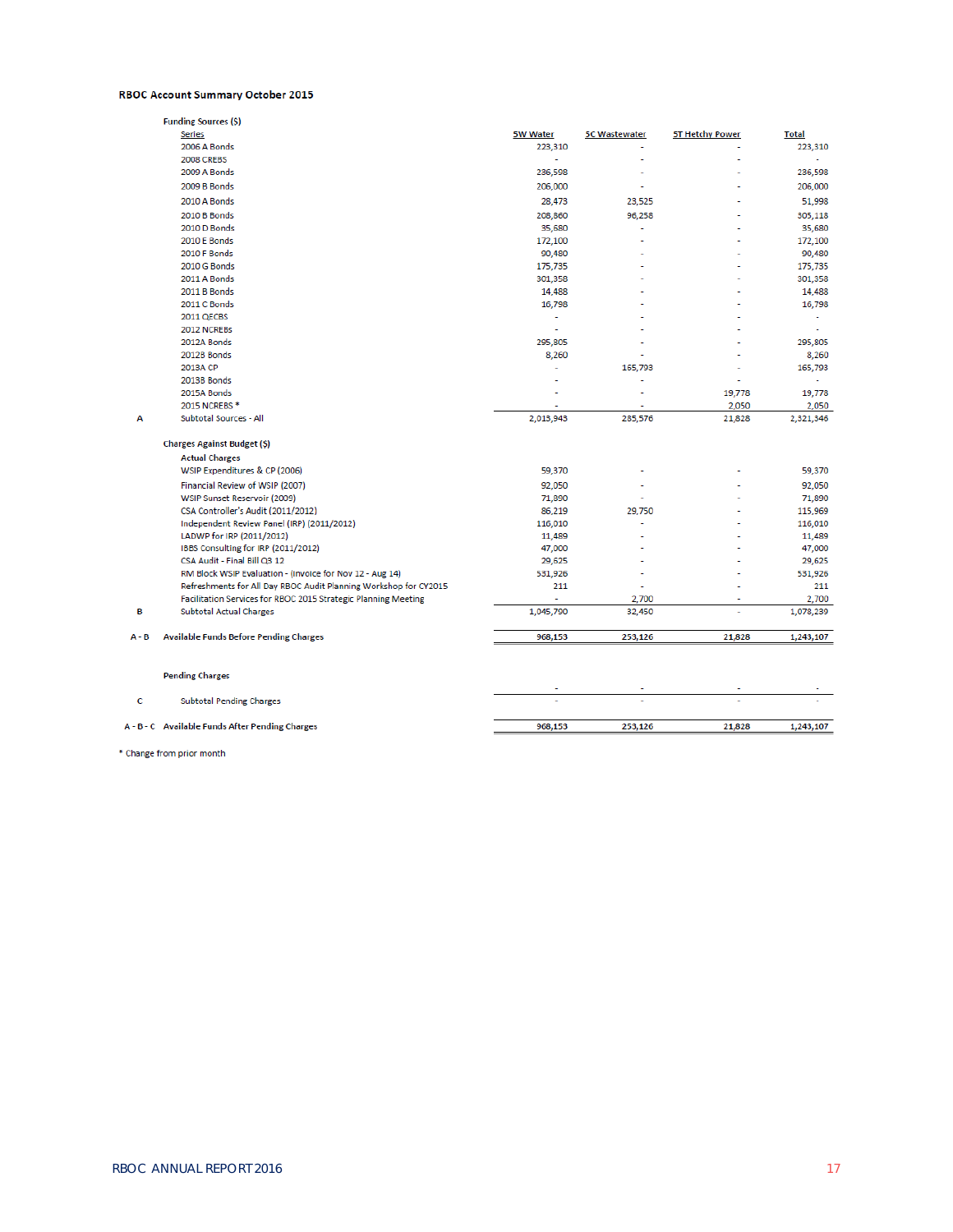## RBOC Account Summary October 2015

| | | 5W Water | 5C Wastewater | 5T Hetchy Power | Total |
|---|---|---|---|---|---|
| | **Funding Sources ($)** | | | | |
| | Series | | | | |
| | 2006 A Bonds | 223,310 | - | - | 223,310 |
| | 2008 CREBS | - | - | - | - |
| | 2009 A Bonds | 236,598 | - | - | 236,598 |
| | 2009 B Bonds | 206,000 | - | - | 206,000 |
| | 2010 A Bonds | 28,473 | 23,525 | - | 51,998 |
| | 2010 B Bonds | 208,860 | 96,258 | - | 305,118 |
| | 2010 D Bonds | 35,680 | - | - | 35,680 |
| | 2010 E Bonds | 172,100 | - | - | 172,100 |
| | 2010 F Bonds | 90,480 | - | - | 90,480 |
| | 2010 G Bonds | 175,735 | - | - | 175,735 |
| | 2011 A Bonds | 301,358 | - | - | 301,358 |
| | 2011 B Bonds | 14,488 | - | - | 14,488 |
| | 2011 C Bonds | 16,798 | - | - | 16,798 |
| | 2011 QECBS | - | - | - | - |
| | 2012 NCREBS | - | - | - | - |
| | 2012A Bonds | 295,805 | - | - | 295,805 |
| | 2012B Bonds | 8,260 | - | - | 8,260 |
| | 2013A CP | - | 165,793 | - | 165,793 |
| | 2013B Bonds | - | - | - | - |
| | 2015A Bonds | - | - | 19,778 | 19,778 |
| | 2015 NCREBS * | - | - | 2,050 | 2,050 |
| A | Subtotal Sources - All | 2,013,943 | 285,576 | 21,828 | 2,321,346 |
| | **Charges Against Budget ($)** | | | | |
| | Actual Charges | | | | |
| | WSIP Expenditures & CP (2006) | 59,370 | - | - | 59,370 |
| | Financial Review of WSIP (2007) | 92,050 | - | - | 92,050 |
| | WSIP Sunset Reservoir (2009) | 71,890 | - | - | 71,890 |
| | CSA Controller's Audit (2011/2012) | 86,219 | 29,750 | - | 115,969 |
| | Independent Review Panel (IRP) (2011/2012) | 116,010 | - | - | 116,010 |
| | LADWP for IRP (2011/2012) | 11,489 | - | - | 11,489 |
| | IBBS Consulting for IRP (2011/2012) | 47,000 | - | - | 47,000 |
| | CSA Audit - Final Bill Q3 12 | 29,625 | - | - | 29,625 |
| | RM Block WSIP Evaluation - (Invoice for Nov 12 - Aug 14) | 531,926 | - | - | 531,926 |
| | Refreshments for All Day RBOC Audit Planning Workshop for CY2015 | 211 | - | - | 211 |
| | Facilitation Services for RBOC 2015 Strategic Planning Meeting | - | 2,700 | - | 2,700 |
| B | Subtotal Actual Charges | 1,045,790 | 32,450 | - | 1,078,239 |
| A - B | **Available Funds Before Pending Charges** | 968,153 | 253,126 | 21,828 | 1,243,107 |
| | **Pending Charges** | | | | |
| | | - | - | - | - |
| C | Subtotal Pending Charges | - | - | - | - |
| A - B - C | **Available Funds After Pending Charges** | 968,153 | 253,126 | 21,828 | 1,243,107 |

* Change from prior month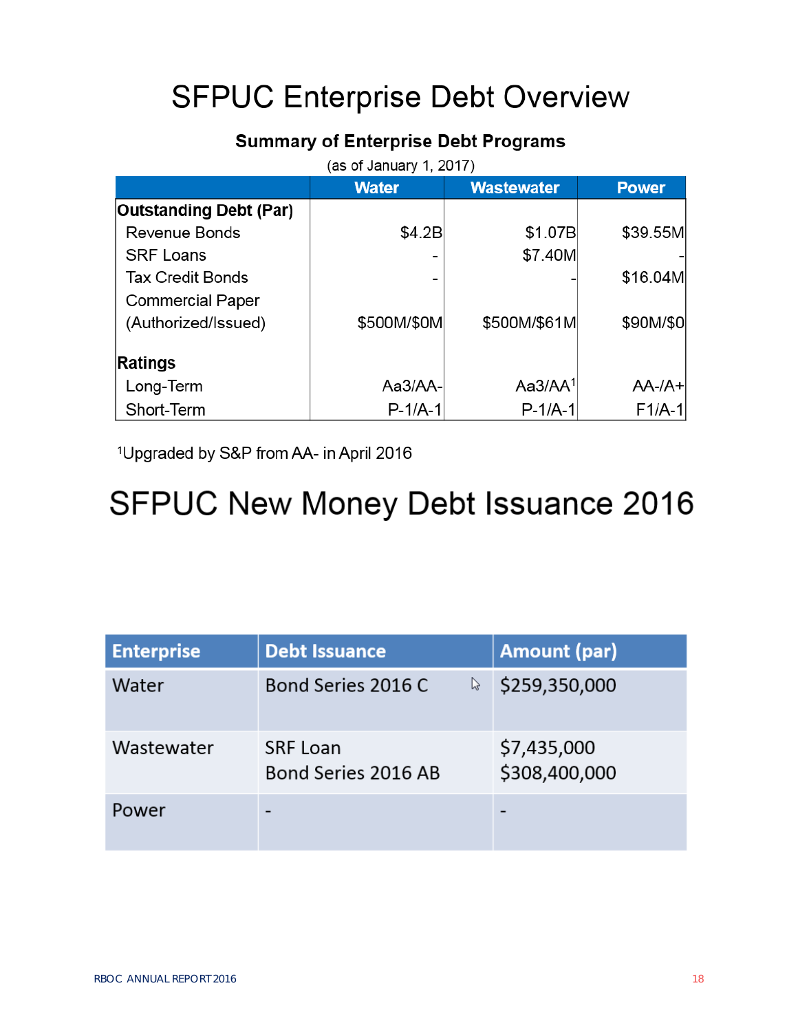# SFPUC Enterprise Debt Overview

**Summary of Enterprise Debt Programs**

(as of January 1, 2017)

| | Water | Wastewater | Power |
|---|---|---|---|
| **Outstanding Debt (Par)** | | | |
| Revenue Bonds | $4.2B | $1.07B | $39.55M |
| SRF Loans | - | $7.40M | - |
| Tax Credit Bonds | - | - | $16.04M |
| Commercial Paper (Authorized/Issued) | $500M/$0M | $500M/$61M | $90M/$0 |
| **Ratings** | | | |
| Long-Term | Aa3/AA- | Aa3/AA[1] | AA-/A+ |
| Short-Term | P-1/A-1 | P-1/A-1 | F1/A-1 |

[1]Upgraded by S&P from AA- in April 2016

# SFPUC New Money Debt Issuance 2016

| Enterprise | Debt Issuance | Amount (par) |
|---|---|---|
| Water | Bond Series 2016 C | $259,350,000 |
| Wastewater | SRF Loan<br>Bond Series 2016 AB | $7,435,000<br>$308,400,000 |
| Power | - | - |